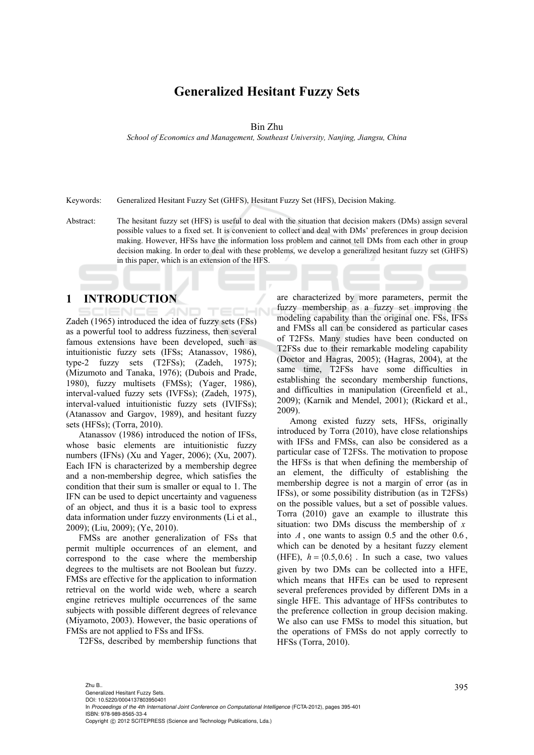# Generalized Hesitant Fuzzy Sets

Bin Zhu

*School of Economics and Management, Southeast University, Nanjing, Jiangsu, China*

Keywords: Generalized Hesitant Fuzzy Set (GHFS), Hesitant Fuzzy Set (HFS), Decision Making.

Abstract: The hesitant fuzzy set (HFS) is useful to deal with the situation that decision makers (DMs) assign several possible values to a fixed set. It is convenient to collect and deal with DMs' preferences in group decision making. However, HFSs have the information loss problem and cannot tell DMs from each other in group decision making. In order to deal with these problems, we develop a generalized hesitant fuzzy set (GHFS) in this paper, which is an extension of the HFS.

## 1 INTRODUCTION

Zadeh (1965) introduced the idea of fuzzy sets (FSs) as a powerful tool to address fuzziness, then several famous extensions have been developed, such as intuitionistic fuzzy sets (IFSs; Atanassov, 1986), type-2 fuzzy sets (T2FSs); (Zadeh, 1975); (Mizumoto and Tanaka, 1976); (Dubois and Prade, 1980), fuzzy multisets (FMSs); (Yager, 1986), interval-valued fuzzy sets (IVFSs); (Zadeh, 1975), interval-valued intuitionistic fuzzy sets (IVIFSs); (Atanassov and Gargov, 1989), and hesitant fuzzy sets (HFSs); (Torra, 2010).

Atanassov (1986) introduced the notion of IFSs, whose basic elements are intuitionistic fuzzy numbers (IFNs) (Xu and Yager, 2006); (Xu, 2007). Each IFN is characterized by a membership degree and a non-membership degree, which satisfies the condition that their sum is smaller or equal to 1. The IFN can be used to depict uncertainty and vagueness of an object, and thus it is a basic tool to express data information under fuzzy environments (Li et al., 2009); (Liu, 2009); (Ye, 2010).

FMSs are another generalization of FSs that permit multiple occurrences of an element, and correspond to the case where the membership degrees to the multisets are not Boolean but fuzzy. FMSs are effective for the application to information retrieval on the world wide web, where a search engine retrieves multiple occurrences of the same subjects with possible different degrees of relevance (Miyamoto, 2003). However, the basic operations of FMSs are not applied to FSs and IFSs.

T2FSs, described by membership functions that are characterized by more parameters, permit the fuzzy membership as a fuzzy set improving the modeling capability than the original one. FSs, IFSs and FMSs all can be considered as particular cases of T2FSs. Many studies have been conducted on T2FSs due to their remarkable modeling capability (Doctor and Hagras, 2005); (Hagras, 2004), at the same time, T2FSs have some difficulties in establishing the secondary membership functions, and difficulties in manipulation (Greenfield et al., 2009); (Karnik and Mendel, 2001); (Rickard et al., 2009).

Among existed fuzzy sets, HFSs, originally introduced by Torra (2010), have close relationships with IFSs and FMSs, can also be considered as a particular case of T2FSs. The motivation to propose the HFSs is that when defining the membership of an element, the difficulty of establishing the membership degree is not a margin of error (as in IFSs), or some possibility distribution (as in T2FSs) on the possible values, but a set of possible values. Torra (2010) gave an example to illustrate this situation: two DMs discuss the membership of $x$ into $A$, one wants to assign $0.5$ and the other $0.6$, which can be denoted by a hesitant fuzzy element (HFE), $h = \{0.5, 0.6\}$. In such a case, two values given by two DMs can be collected into a HFE, which means that HFEs can be used to represent several preferences provided by different DMs in a single HFE. This advantage of HFSs contributes to the preference collection in group decision making. We also can use FMSs to model this situation, but the operations of FMSs do not apply correctly to HFSs (Torra, 2010).

Zhu B..
Generalized Hesitant Fuzzy Sets.
DOI: 10.5220/0004137803950401
In *Proceedings of the 4th International Joint Conference on Computational Intelligence* (FCTA-2012), pages 395-401
ISBN: 978-989-8565-33-4
Copyright © 2012 SCITEPRESS (Science and Technology Publications, Lda.)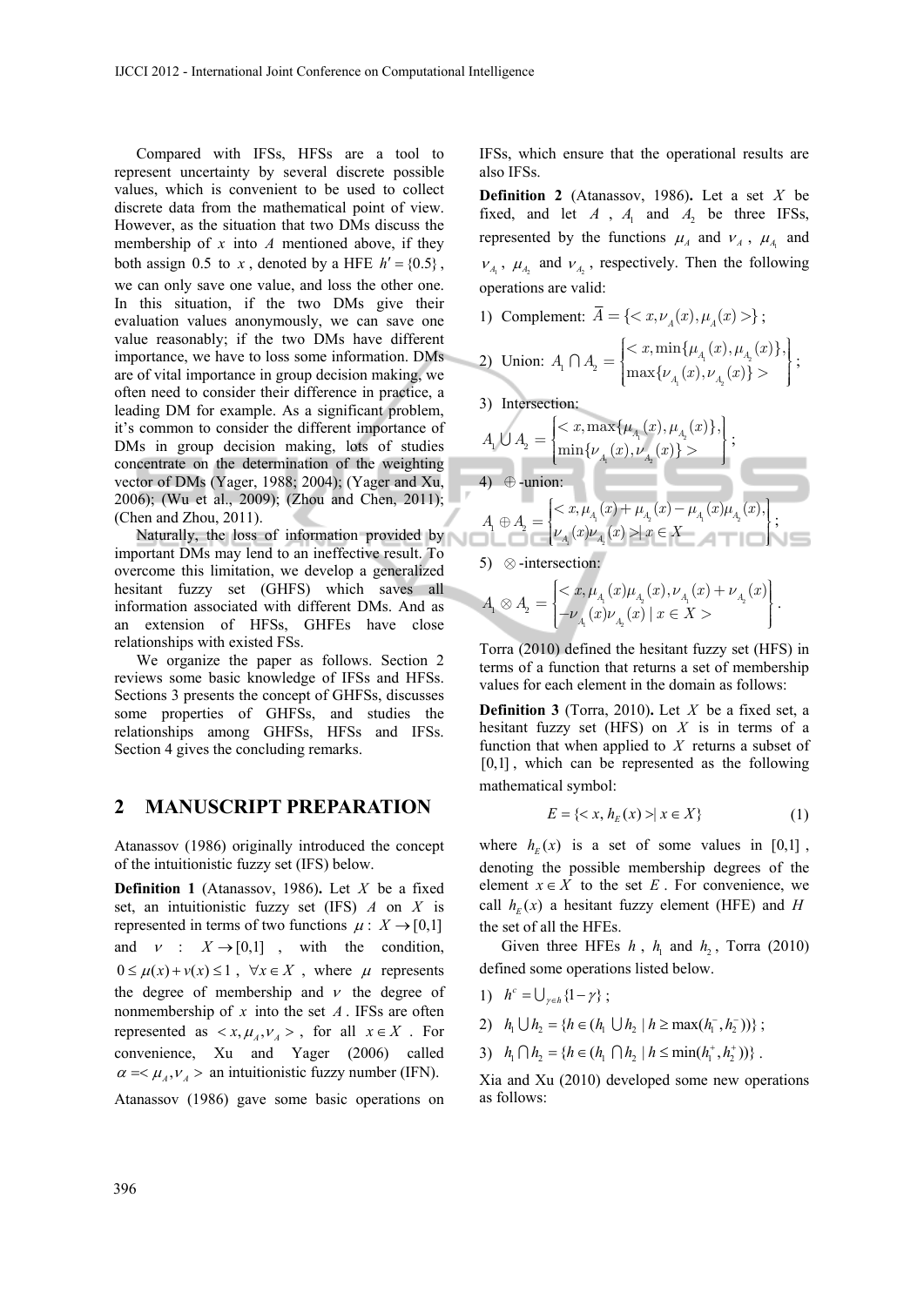Compared with IFSs, HFSs are a tool to represent uncertainty by several discrete possible values, which is convenient to be used to collect discrete data from the mathematical point of view. However, as the situation that two DMs discuss the membership of $x$ into $A$ mentioned above, if they both assign 0.5 to $x$, denoted by a HFE $h' = \{0.5\}$, we can only save one value, and loss the other one. In this situation, if the two DMs give their evaluation values anonymously, we can save one value reasonably; if the two DMs have different importance, we have to loss some information. DMs are of vital importance in group decision making, we often need to consider their difference in practice, a leading DM for example. As a significant problem, it's common to consider the different importance of DMs in group decision making, lots of studies concentrate on the determination of the weighting vector of DMs (Yager, 1988; 2004); (Yager and Xu, 2006); (Wu et al., 2009); (Zhou and Chen, 2011); (Chen and Zhou, 2011).

Naturally, the loss of information provided by important DMs may lend to an ineffective result. To overcome this limitation, we develop a generalized hesitant fuzzy set (GHFS) which saves all information associated with different DMs. And as an extension of HFSs, GHFEs have close relationships with existed FSs.

We organize the paper as follows. Section 2 reviews some basic knowledge of IFSs and HFSs. Sections 3 presents the concept of GHFSs, discusses some properties of GHFSs, and studies the relationships among GHFSs, HFSs and IFSs. Section 4 gives the concluding remarks.

## 2 MANUSCRIPT PREPARATION

Atanassov (1986) originally introduced the concept of the intuitionistic fuzzy set (IFS) below.

**Definition 1** (Atanassov, 1986)**.** Let $X$ be a fixed set, an intuitionistic fuzzy set (IFS) $A$ on $X$ is represented in terms of two functions $\mu : X \rightarrow [0,1]$ and $\nu : X \rightarrow [0,1]$, with the condition, $0 \le \mu(x) + \nu(x) \le 1$, $\forall x \in X$, where $\mu$ represents the degree of membership and $\nu$ the degree of nonmembership of $x$ into the set $A$. IFSs are often represented as $< x, \mu_A, \nu_A >$, for all $x \in X$. For convenience, Xu and Yager (2006) called $\alpha = < \mu_A, \nu_A >$ an intuitionistic fuzzy number (IFN).

Atanassov (1986) gave some basic operations on IFSs, which ensure that the operational results are also IFSs.

**Definition 2** (Atanassov, 1986)**.** Let a set $X$ be fixed, and let $A$, $A_1$ and $A_2$ be three IFSs, represented by the functions $\mu_A$ and $\nu_A$, $\mu_{A_1}$ and $\nu_{A_1}$, $\mu_{A_2}$ and $\nu_{A_2}$, respectively. Then the following operations are valid:

1) Complement: $\overline{A} = \{< x, \nu_A(x), \mu_A(x) >\}$;

2) Union: $A_1 \cap A_2 = \begin{Bmatrix} < x, \min\{\mu_{A_1}(x), \mu_{A_2}(x)\}, \\ \max\{\nu_{A_1}(x), \nu_{A_2}(x)\} > \end{Bmatrix}$;

3) Intersection:
$A_1 \cup A_2 = \begin{Bmatrix} < x, \max\{\mu_{A_1}(x), \mu_{A_2}(x)\}, \\ \min\{\nu_{A_1}(x), \nu_{A_2}(x)\} > \end{Bmatrix}$;

4) $\oplus$-union:
$A_1 \oplus A_2 = \begin{Bmatrix} < x, \mu_{A_1}(x) + \mu_{A_2}(x) - \mu_{A_1}(x)\mu_{A_2}(x), \\ \nu_{A_1}(x)\nu_{A_2}(x) > | x \in X \end{Bmatrix}$;

5) $\otimes$-intersection:
$A_1 \otimes A_2 = \begin{Bmatrix} < x, \mu_{A_1}(x)\mu_{A_2}(x), \nu_{A_1}(x) + \nu_{A_2}(x) \\ -\nu_{A_1}(x)\nu_{A_2}(x) \mid x \in X > \end{Bmatrix}$.

Torra (2010) defined the hesitant fuzzy set (HFS) in terms of a function that returns a set of membership values for each element in the domain as follows:

**Definition 3** (Torra, 2010)**.** Let $X$ be a fixed set, a hesitant fuzzy set (HFS) on $X$ is in terms of a function that when applied to $X$ returns a subset of $[0,1]$, which can be represented as the following mathematical symbol:

$$E = \{< x, h_E(x) > | x \in X\} \quad (1)$$

where $h_E(x)$ is a set of some values in $[0,1]$, denoting the possible membership degrees of the element $x \in X$ to the set $E$. For convenience, we call $h_E(x)$ a hesitant fuzzy element (HFE) and $H$ the set of all the HFEs.

Given three HFEs $h$, $h_1$ and $h_2$, Torra (2010) defined some operations listed below.

1) $h^c = \bigcup_{\gamma \in h} \{1 - \gamma\}$;

2) $h_1 \bigcup h_2 = \{h \in (h_1 \bigcup h_2 \mid h \ge \max(h_1^-, h_2^-))\}$;

3) $h_1 \bigcap h_2 = \{h \in (h_1 \bigcap h_2 \mid h \le \min(h_1^+, h_2^+))\}$.

Xia and Xu (2010) developed some new operations as follows: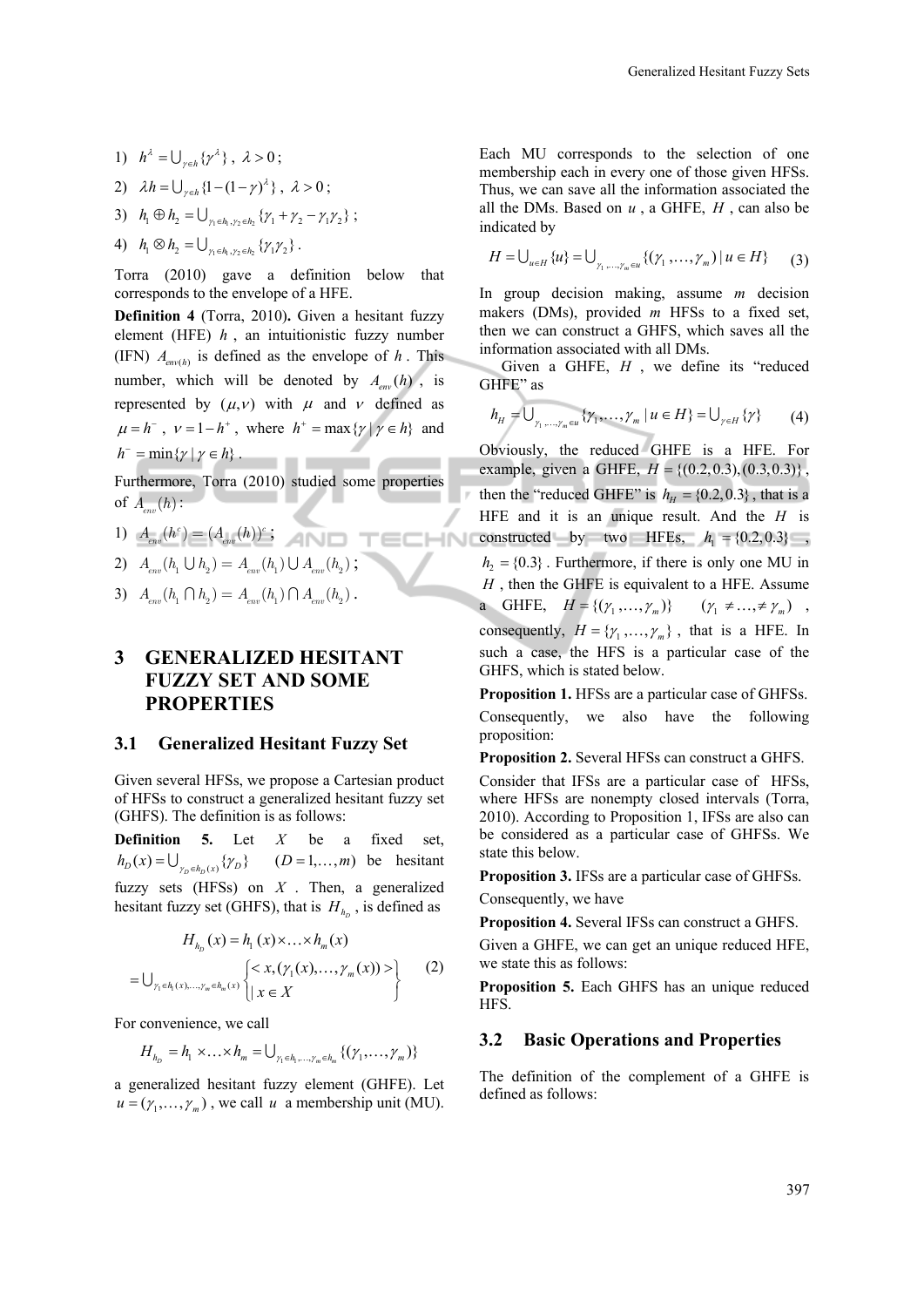1) $h^{\lambda} = \bigcup_{\gamma \in h} \{\gamma^{\lambda}\}$, $\lambda > 0$;

2) $\lambda h = \bigcup_{\gamma \in h} \{1-(1-\gamma)^{\lambda}\}$, $\lambda > 0$;

3) $h_1 \oplus h_2 = \bigcup_{\gamma_1 \in h_1, \gamma_2 \in h_2} \{\gamma_1 + \gamma_2 - \gamma_1 \gamma_2\}$;

4) $h_1 \otimes h_2 = \bigcup_{\gamma_1 \in h_1, \gamma_2 \in h_2} \{\gamma_1 \gamma_2\}$.

Torra (2010) gave a definition below that corresponds to the envelope of a HFE.

**Definition 4** (Torra, 2010)**.** Given a hesitant fuzzy element (HFE) $h$, an intuitionistic fuzzy number (IFN) $A_{env(h)}$ is defined as the envelope of $h$. This number, which will be denoted by $A_{env}(h)$, is represented by $(\mu, \nu)$ with $\mu$ and $\nu$ defined as $\mu = h^{-}$, $\nu = 1 - h^{+}$, where $h^{+} = \max\{\gamma \mid \gamma \in h\}$ and $h^{-} = \min\{\gamma \mid \gamma \in h\}$.

Furthermore, Torra (2010) studied some properties of $A_{env}(h)$:

1) $A_{env}(h^c) = (A_{env}(h))^c$;

2) $A_{env}(h_1 \cup h_2) = A_{env}(h_1) \cup A_{env}(h_2)$;

3) $A_{env}(h_1 \cap h_2) = A_{env}(h_1) \cap A_{env}(h_2)$.

## 3 GENERALIZED HESITANT FUZZY SET AND SOME PROPERTIES

### 3.1 Generalized Hesitant Fuzzy Set

Given several HFSs, we propose a Cartesian product of HFSs to construct a generalized hesitant fuzzy set (GHFS). The definition is as follows:

**Definition 5.** Let $X$ be a fixed set, $h_D(x) = \bigcup_{\gamma_D \in h_D(x)} \{\gamma_D\}$ $(D = 1, \ldots, m)$ be hesitant fuzzy sets (HFSs) on $X$. Then, a generalized hesitant fuzzy set (GHFS), that is $H_{h_D}$, is defined as

$$H_{h_D}(x) = h_1(x) \times \ldots \times h_m(x)$$
$$= \bigcup_{\gamma_1 \in h_1(x), \ldots, \gamma_m \in h_m(x)} \left\{ \begin{array}{l} < x, (\gamma_1(x), \ldots, \gamma_m(x)) > \\ \mid x \in X \end{array} \right\} \quad (2)$$

For convenience, we call

$$H_{h_D} = h_1 \times \ldots \times h_m = \bigcup_{\gamma_1 \in h_1, \ldots, \gamma_m \in h_m} \{(\gamma_1, \ldots, \gamma_m)\}$$

a generalized hesitant fuzzy element (GHFE). Let $u = (\gamma_1, \ldots, \gamma_m)$, we call $u$ a membership unit (MU). Each MU corresponds to the selection of one membership each in every one of those given HFSs. Thus, we can save all the information associated the all the DMs. Based on $u$, a GHFE, $H$, can also be indicated by

$$H = \bigcup_{u \in H} \{u\} = \bigcup_{\gamma_1, \ldots, \gamma_m \in u} \{(\gamma_1, \ldots, \gamma_m) \mid u \in H\} \quad (3)$$

In group decision making, assume $m$ decision makers (DMs), provided $m$ HFSs to a fixed set, then we can construct a GHFS, which saves all the information associated with all DMs.

Given a GHFE, $H$, we define its "reduced GHFE" as

$$h_H = \bigcup_{\gamma_1, \ldots, \gamma_m \in u} \{\gamma_1, \ldots, \gamma_m \mid u \in H\} = \bigcup_{\gamma \in H} \{\gamma\} \quad (4)$$

Obviously, the reduced GHFE is a HFE. For example, given a GHFE, $H = \{(0.2, 0.3), (0.3, 0.3)\}$, then the "reduced GHFE" is $h_H = \{0.2, 0.3\}$, that is a HFE and it is an unique result. And the $H$ is constructed by two HFEs, $h_1 = \{0.2, 0.3\}$, $h_2 = \{0.3\}$. Furthermore, if there is only one MU in $H$, then the GHFE is equivalent to a HFE. Assume a GHFE, $H = \{(\gamma_1, \ldots, \gamma_m)\}$ $(\gamma_1 \neq \ldots, \neq \gamma_m)$, consequently, $H = \{\gamma_1, \ldots, \gamma_m\}$, that is a HFE. In such a case, the HFS is a particular case of the GHFS, which is stated below.

**Proposition 1.** HFSs are a particular case of GHFSs.

Consequently, we also have the following proposition:

**Proposition 2.** Several HFSs can construct a GHFS.

Consider that IFSs are a particular case of HFSs, where HFSs are nonempty closed intervals (Torra, 2010). According to Proposition 1, IFSs are also can be considered as a particular case of GHFSs. We state this below.

**Proposition 3.** IFSs are a particular case of GHFSs.

Consequently, we have

**Proposition 4.** Several IFSs can construct a GHFS.

Given a GHFE, we can get an unique reduced HFE, we state this as follows:

**Proposition 5.** Each GHFS has an unique reduced HFS.

### 3.2 Basic Operations and Properties

The definition of the complement of a GHFE is defined as follows: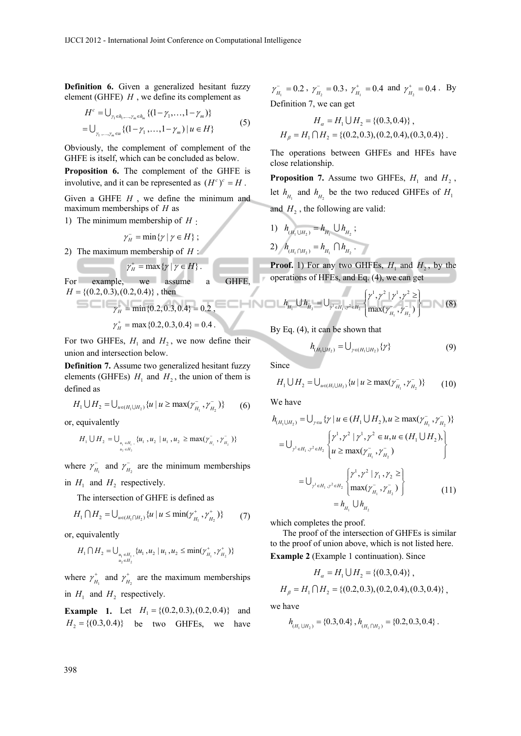**Definition 6.** Given a generalized hesitant fuzzy element (GHFE) $H$, we define its complement as

$$
\begin{aligned}
H^c &= \bigcup_{\gamma_1 \in h_1, \ldots, \gamma_m \in h_m} \{(1-\gamma_1, \ldots, 1-\gamma_m)\} \\
&= \bigcup_{\gamma_1, \ldots, \gamma_m \in u} \{(1-\gamma_1, \ldots, 1-\gamma_m) \mid u \in H\}
\end{aligned} \tag{5}
$$

Obviously, the complement of complement of the GHFE is itself, which can be concluded as below.

**Proposition 6.** The complement of the GHFE is involutive, and it can be represented as $(H^c)^c = H$.

Given a GHFE $H$, we define the minimum and maximum memberships of $H$ as

1) The minimum membership of $H$:

$$\gamma_H^- = \min\{\gamma \mid \gamma \in H\};$$

2) The maximum membership of $H$:

$$\gamma_H^+ = \max\{\gamma \mid \gamma \in H\}.$$

For example, we assume a GHFE, $H = \{(0.2, 0.3), (0.2, 0.4)\}$, then

$$\gamma_H^- = \min\{0.2, 0.3, 0.4\} = 0.2,$$

$$\gamma_H^+ = \max\{0.2, 0.3, 0.4\} = 0.4.$$

For two GHFEs, $H_1$ and $H_2$, we now define their union and intersection below.

**Definition 7.** Assume two generalized hesitant fuzzy elements (GHFEs) $H_1$ and $H_2$, the union of them is defined as

$$H_1 \bigcup H_2 = \bigcup_{u \in (H_1 \cup H_2)} \{u \mid u \geq \max(\gamma_{H_1}^-, \gamma_{H_2}^-)\} \tag{6}$$

or, equivalently

$$H_1 \bigcup H_2 = \bigcup_{\substack{u_1 \in H_1, \\ u_2 \in H_2}} \{u_1, u_2 \mid u_1, u_2 \geq \max(\gamma_{H_1}^-, \gamma_{H_2}^-)\}$$

where $\gamma_{H_1}^-$ and $\gamma_{H_2}^-$ are the minimum memberships in $H_1$ and $H_2$ respectively.

The intersection of GHFE is defined as

$$H_1 \bigcap H_2 = \bigcup_{u \in (H_1 \cap H_2)} \{u \mid u \leq \min(\gamma_{H_1}^+, \gamma_{H_2}^+)\} \tag{7}$$

or, equivalently

$$H_1 \bigcap H_2 = \bigcup_{\substack{u_1 \in H_1, \\ u_2 \in H_2}} \{u_1, u_2 \mid u_1, u_2 \leq \min(\gamma_{H_1}^+, \gamma_{H_2}^+)\}$$

where $\gamma_{H_1}^+$ and $\gamma_{H_2}^+$ are the maximum memberships in $H_1$ and $H_2$ respectively.

**Example 1.** Let $H_1 = \{(0.2, 0.3), (0.2, 0.4)\}$ and $H_2 = \{(0.3, 0.4)\}$ be two GHFEs, we have $\gamma_{H_1}^- = 0.2$, $\gamma_{H_2}^- = 0.3$, $\gamma_{H_1}^+ = 0.4$ and $\gamma_{H_2}^+ = 0.4$. By Definition 7, we can get

$$H_\alpha = H_1 \bigcup H_2 = \{(0.3, 0.4)\},$$

$$H_\beta = H_1 \bigcap H_2 = \{(0.2, 0.3), (0.2, 0.4), (0.3, 0.4)\}.$$

The operations between GHFEs and HFEs have close relationship.

**Proposition 7.** Assume two GHFEs, $H_1$ and $H_2$, let $h_{H_1}$ and $h_{H_2}$ be the two reduced GHFEs of $H_1$ and $H_2$, the following are valid:

1) $h_{(H_1 \cup H_2)} = h_{H_1} \bigcup h_{H_2}$;

2) $h_{(H_1 \cap H_2)} = h_{H_1} \bigcap h_{H_2}$.

**Proof.** 1) For any two GHFEs, $H_1$ and $H_2$, by the operations of HFEs, and Eq. (4), we can get

$$h_{H_1} \bigcup h_{H_2} = \bigcup_{\gamma^1 \in H_1, \gamma^2 \in H_2} \left\{ \begin{array}{l} \gamma^1, \gamma^2 \mid \gamma^1, \gamma^2 \geq \\ \max(\gamma_{H_1}^-, \gamma_{H_2}^-) \end{array} \right\} \tag{8}$$

By Eq. (4), it can be shown that

$$h_{(H_1 \cup H_2)} = \bigcup_{\gamma \in (H_1 \cup H_2)} \{\gamma\} \tag{9}$$

Since

$$H_1 \bigcup H_2 = \bigcup_{u \in (H_1 \cup H_2)} \{u \mid u \geq \max(\gamma_{H_1}^-, \gamma_{H_2}^-)\} \tag{10}$$

We have

$$
\begin{aligned}
h_{(H_1 \cup H_2)} &= \bigcup_{\gamma \in u} \{\gamma \mid u \in (H_1 \bigcup H_2), u \geq \max(\gamma_{H_1}^-, \gamma_{H_2}^-)\} \\
&= \bigcup_{\gamma^1 \in H_1, \gamma^2 \in H_2} \left\{ \begin{array}{l} \gamma^1, \gamma^2 \mid \gamma^1, \gamma^2 \in u, u \in (H_1 \bigcup H_2), \\ u \geq \max(\gamma_{H_1}^-, \gamma_{H_2}^-) \end{array} \right\} \\
&= \bigcup_{\gamma^1 \in H_1, \gamma^2 \in H_2} \left\{ \begin{array}{l} \gamma^1, \gamma^2 \mid \gamma_1, \gamma_2 \geq \\ \max(\gamma_{H_1}^-, \gamma_{H_2}^-) \end{array} \right\} \\
&= h_{H_1} \bigcup h_{H_2}
\end{aligned} \tag{11}
$$

which completes the proof.

The proof of the intersection of GHFEs is similar to the proof of union above, which is not listed here.

**Example 2** (Example 1 continuation). Since

$$H_\alpha = H_1 \bigcup H_2 = \{(0.3, 0.4)\},$$

$$H_\beta = H_1 \bigcap H_2 = \{(0.2, 0.3), (0.2, 0.4), (0.3, 0.4)\},$$

we have

$$h_{(H_1 \cup H_2)} = \{0.3, 0.4\}, h_{(H_1 \cap H_2)} = \{0.2, 0.3, 0.4\}.$$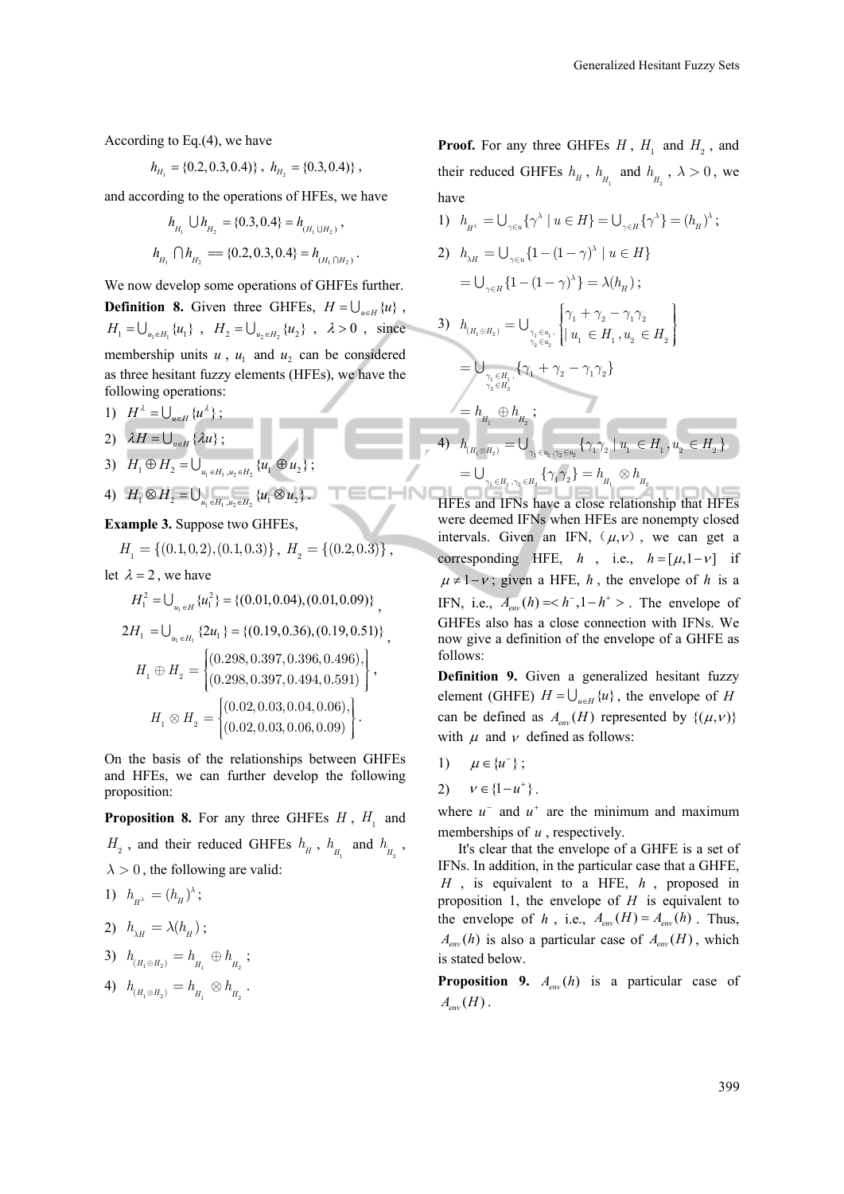According to Eq.(4), we have

$$h_{H_1} = \{0.2, 0.3, 0.4\}\} ,\ h_{H_2} = \{0.3, 0.4\}\} ,$$

and according to the operations of HFEs, we have

$$h_{H_1} \bigcup h_{H_2} = \{0.3, 0.4\} = h_{(H_1 \bigcup H_2)} ,$$

$$h_{H_1} \bigcap h_{H_2} == \{0.2, 0.3, 0.4\} = h_{(H_1 \bigcap H_2)} .$$

We now develop some operations of GHFEs further.

**Definition 8.** Given three GHFEs, $H = \bigcup_{u \in H} \{u\}$, $H_1 = \bigcup_{u_1 \in H_1} \{u_1\}$, $H_2 = \bigcup_{u_2 \in H_2} \{u_2\}$, $\lambda > 0$, since membership units $u$, $u_1$ and $u_2$ can be considered as three hesitant fuzzy elements (HFEs), we have the following operations:

1) $H^{\lambda} = \bigcup_{u \in H} \{u^{\lambda}\}$;
2) $\lambda H = \bigcup_{u \in H} \{\lambda u\}$;
3) $H_1 \oplus H_2 = \bigcup_{u_1 \in H_1, u_2 \in H_2} \{u_1 \oplus u_2\}$;
4) $H_1 \otimes H_2 = \bigcup_{u_1 \in H_1, u_2 \in H_2} \{u_1 \otimes u_2\}$.

**Example 3.** Suppose two GHFEs,

$$H_1 = \{(0.1, 0, 2), (0.1, 0.3)\} ,\ H_2 = \{(0.2, 0.3)\} ,$$

let $\lambda = 2$, we have

$$H_1^2 = \bigcup_{u_1 \in H} \{u_1^2\} = \{(0.01, 0.04), (0.01, 0.09)\} ,$$

$$2H_1 = \bigcup_{u_1 \in H_1} \{2u_1\} = \{(0.19, 0.36), (0.19, 0.51)\} ,$$

$$H_1 \oplus H_2 = \begin{Bmatrix} (0.298, 0.397, 0.396, 0.496), \\ (0.298, 0.397, 0.494, 0.591) \end{Bmatrix} ,$$

$$H_1 \otimes H_2 = \begin{Bmatrix} (0.02, 0.03, 0.04, 0.06), \\ (0.02, 0.03, 0.06, 0.09) \end{Bmatrix} .$$

On the basis of the relationships between GHFEs and HFEs, we can further develop the following proposition:

**Proposition 8.** For any three GHFEs $H$, $H_1$ and $H_2$, and their reduced GHFEs $h_H$, $h_{H_1}$ and $h_{H_2}$, $\lambda > 0$, the following are valid:

1) $h_{H^{\lambda}} = (h_H)^{\lambda}$;
2) $h_{\lambda H} = \lambda (h_H)$;
3) $h_{(H_1 \oplus H_2)} = h_{H_1} \oplus h_{H_2}$;
4) $h_{(H_1 \otimes H_2)} = h_{H_1} \otimes h_{H_2}$.

**Proof.** For any three GHFEs $H$, $H_1$ and $H_2$, and their reduced GHFEs $h_H$, $h_{H_1}$ and $h_{H_2}$, $\lambda > 0$, we have

1) $h_{H^{\lambda}} = \bigcup_{\gamma \in u} \{\gamma^{\lambda} \mid u \in H\} = \bigcup_{\gamma \in H} \{\gamma^{\lambda}\} = (h_H)^{\lambda}$;

2) $h_{\lambda H} = \bigcup_{\gamma \in u} \{1 - (1 - \gamma)^{\lambda} \mid u \in H\}$
$= \bigcup_{\gamma \in H} \{1 - (1 - \gamma)^{\lambda}\} = \lambda (h_H)$;

3) $h_{(H_1 \oplus H_2)} = \bigcup_{\substack{\gamma_1 \in u_1, \\ \gamma_2 \in u_2}} \begin{Bmatrix} \gamma_1 + \gamma_2 - \gamma_1 \gamma_2 \\ \mid u_1 \in H_1, u_2 \in H_2 \end{Bmatrix}$
$= \bigcup_{\substack{\gamma_1 \in H_1, \\ \gamma_2 \in H_2}} \{\gamma_1 + \gamma_2 - \gamma_1 \gamma_2\}$
$= h_{H_1} \oplus h_{H_2}$;

4) $h_{(H_1 \otimes H_2)} = \bigcup_{\gamma_1 \in u_1, \gamma_2 \in u_2} \{\gamma_1 \gamma_2 \mid u_1 \in H_1, u_2 \in H_2\}$
$= \bigcup_{\gamma_1 \in H_1, \gamma_2 \in H_2} \{\gamma_1 \gamma_2\} = h_{H_1} \otimes h_{H_2}$

HFEs and IFNs have a close relationship that HFEs were deemed IFNs when HFEs are nonempty closed intervals. Given an IFN, $(\mu, \nu)$, we can get a corresponding HFE, $h$, i.e., $h = [\mu, 1 - \nu]$ if $\mu \neq 1 - \nu$; given a HFE, $h$, the envelope of $h$ is a IFN, i.e., $A_{env}(h) = < h^-, 1 - h^+ >$. The envelope of GHFEs also has a close connection with IFNs. We now give a definition of the envelope of a GHFE as follows:

**Definition 9.** Given a generalized hesitant fuzzy element (GHFE) $H = \bigcup_{u \in H} \{u\}$, the envelope of $H$ can be defined as $A_{env}(H)$ represented by $\{(\mu, \nu)\}$ with $\mu$ and $\nu$ defined as follows:

1) $\mu \in \{u^-\}$;
2) $\nu \in \{1 - u^+\}$.

where $u^-$ and $u^+$ are the minimum and maximum memberships of $u$, respectively.

It's clear that the envelope of a GHFE is a set of IFNs. In addition, in the particular case that a GHFE, $H$, is equivalent to a HFE, $h$, proposed in proposition 1, the envelope of $H$ is equivalent to the envelope of $h$, i.e., $A_{env}(H) = A_{env}(h)$. Thus, $A_{env}(h)$ is also a particular case of $A_{env}(H)$, which is stated below.

**Proposition 9.** $A_{env}(h)$ is a particular case of $A_{env}(H)$.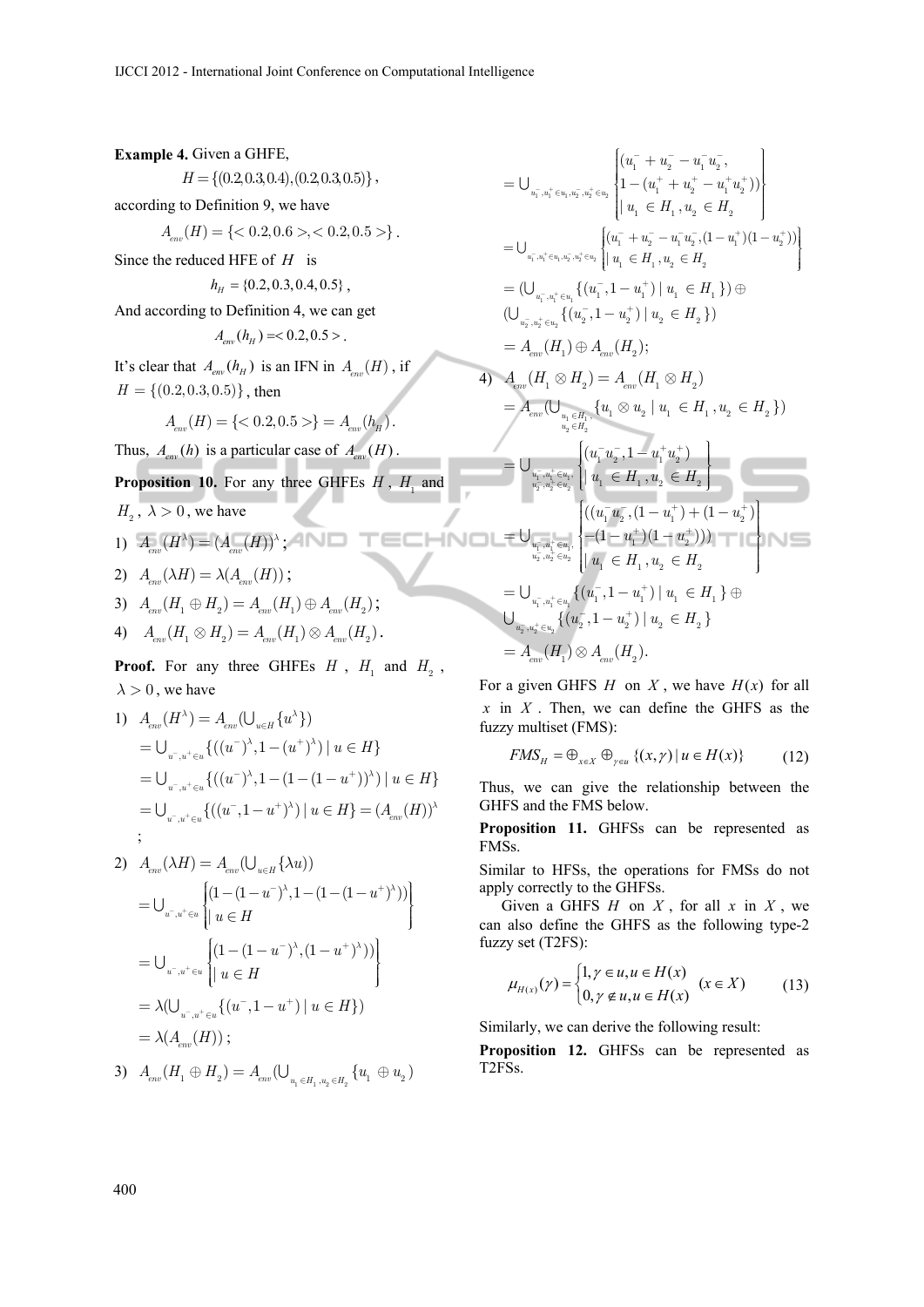**Example 4.** Given a GHFE,

$$H = \{(0.2, 0.3, 0.4), (0.2, 0.3, 0.5)\},$$

according to Definition 9, we have

$$A_{env}(H) = \{< 0.2, 0.6 >, < 0.2, 0.5 >\}.$$

Since the reduced HFE of $H$ is

$$h_H = \{0.2, 0.3, 0.4, 0.5\},$$

And according to Definition 4, we can get

$$A_{env}(h_H) = < 0.2, 0.5 >.$$

It's clear that $A_{env}(h_H)$ is an IFN in $A_{env}(H)$, if $H = \{(0.2, 0.3, 0.5)\}$, then

$$A_{env}(H) = \{< 0.2, 0.5 >\} = A_{env}(h_H).$$

Thus, $A_{env}(h)$ is a particular case of $A_{env}(H)$.

**Proposition 10.** For any three GHFEs $H$, $H_1$ and $H_2$, $\lambda > 0$, we have

1) $A_{env}(H^\lambda) = (A_{env}(H))^\lambda$;
2) $A_{env}(\lambda H) = \lambda(A_{env}(H))$;
3) $A_{env}(H_1 \oplus H_2) = A_{env}(H_1) \oplus A_{env}(H_2)$;
4) $A_{env}(H_1 \otimes H_2) = A_{env}(H_1) \otimes A_{env}(H_2)$.

**Proof.** For any three GHFEs $H$, $H_1$ and $H_2$, $\lambda > 0$, we have

1)
$$\begin{aligned} A_{env}(H^\lambda) &= A_{env}(\cup_{u \in H}\{u^\lambda\}) \\ &= \cup_{u^-, u^+ \in u}\{((u^-)^\lambda, 1-(u^+)^\lambda) \mid u \in H\} \\ &= \cup_{u^-, u^+ \in u}\{((u^-)^\lambda, 1-(1-(1-u^+))^\lambda) \mid u \in H\} \\ &= \cup_{u^-, u^+ \in u}\{((u^-, 1-u^+)^\lambda) \mid u \in H\} = (A_{env}(H))^\lambda \end{aligned}$$
;

2)
$$\begin{aligned} A_{env}(\lambda H) &= A_{env}(\cup_{u \in H}\{\lambda u\}) \\ &= \cup_{u^-, u^+ \in u}\left\{\begin{matrix}(1-(1-u^-)^\lambda, 1-(1-(1-u^+)^\lambda)) \\ \mid u \in H\end{matrix}\right\} \\ &= \cup_{u^-, u^+ \in u}\left\{\begin{matrix}(1-(1-u^-)^\lambda, (1-u^+)^\lambda)) \\ \mid u \in H\end{matrix}\right\} \\ &= \lambda(\cup_{u^-, u^+ \in u}\{(u^-, 1-u^+) \mid u \in H\}) \\ &= \lambda(A_{env}(H)); \end{aligned}$$

3)
$$\begin{aligned} A_{env}(H_1 \oplus H_2) &= A_{env}(\cup_{u_1 \in H_1, u_2 \in H_2}\{u_1 \oplus u_2\}) \\ &= \cup_{u_1^-, u_1^+ \in u_1, u_2^-, u_2^+ \in u_2}\left\{\begin{matrix}(u_1^- + u_2^- - u_1^- u_2^-, \\ 1-(u_1^+ + u_2^+ - u_1^+ u_2^+)) \\ \mid u_1 \in H_1, u_2 \in H_2\end{matrix}\right\} \\ &= \cup_{u_1^-, u_1^+ \in u_1, u_2^-, u_2^+ \in u_2}\left\{\begin{matrix}(u_1^- + u_2^- - u_1^- u_2^-, (1-u_1^+)(1-u_2^+)) \\ \mid u_1 \in H_1, u_2 \in H_2\end{matrix}\right\} \\ &= (\cup_{u_1^-, u_1^+ \in u_1}\{(u_1^-, 1-u_1^+) \mid u_1 \in H_1\}) \oplus \\ &\quad (\cup_{u_2^-, u_2^+ \in u_2}\{(u_2^-, 1-u_2^+) \mid u_2 \in H_2\}) \\ &= A_{env}(H_1) \oplus A_{env}(H_2); \end{aligned}$$

4)
$$\begin{aligned} A_{env}(H_1 \otimes H_2) &= A_{env}(H_1 \otimes H_2) \\ &= A_{env}(\cup_{u_1 \in H_1, u_2 \in H_2}\{u_1 \otimes u_2 \mid u_1 \in H_1, u_2 \in H_2\}) \\ &= \cup_{u_1^-, u_1^+ \in u_1, u_2^-, u_2^+ \in u_2}\left\{\begin{matrix}(u_1^- u_2^-, 1-u_1^+ u_2^+) \\ \mid u_1 \in H_1, u_2 \in H_2\end{matrix}\right\} \\ &= \cup_{u_1^-, u_1^+ \in u_1, u_2^-, u_2^+ \in u_2}\left\{\begin{matrix}((u_1^- u_2^-, (1-u_1^+) + (1-u_2^+) \\ -(1-u_1^+)(1-u_2^+))) \\ \mid u_1 \in H_1, u_2 \in H_2\end{matrix}\right\} \\ &= \cup_{u_1^-, u_1^+ \in u_1}\{(u_1^-, 1-u_1^+) \mid u_1 \in H_1\} \oplus \\ &\quad \cup_{u_2^-, u_2^+ \in u_2}\{(u_2^-, 1-u_2^+) \mid u_2 \in H_2\} \\ &= A_{env}(H_1) \otimes A_{env}(H_2). \end{aligned}$$

For a given GHFS $H$ on $X$, we have $H(x)$ for all $x$ in $X$. Then, we can define the GHFS as the fuzzy multiset (FMS):

$$FMS_H = \oplus_{x \in X} \oplus_{\gamma \in u} \{(x, \gamma) \mid u \in H(x)\} \tag{12}$$

Thus, we can give the relationship between the GHFS and the FMS below.

**Proposition 11.** GHFSs can be represented as FMSs.

Similar to HFSs, the operations for FMSs do not apply correctly to the GHFSs.

Given a GHFS $H$ on $X$, for all $x$ in $X$, we can also define the GHFS as the following type-2 fuzzy set (T2FS):

$$\mu_{H(x)}(\gamma) = \begin{cases} 1, \gamma \in u, u \in H(x) \\ 0, \gamma \notin u, u \in H(x) \end{cases} \quad (x \in X) \tag{13}$$

Similarly, we can derive the following result:

**Proposition 12.** GHFSs can be represented as T2FSs.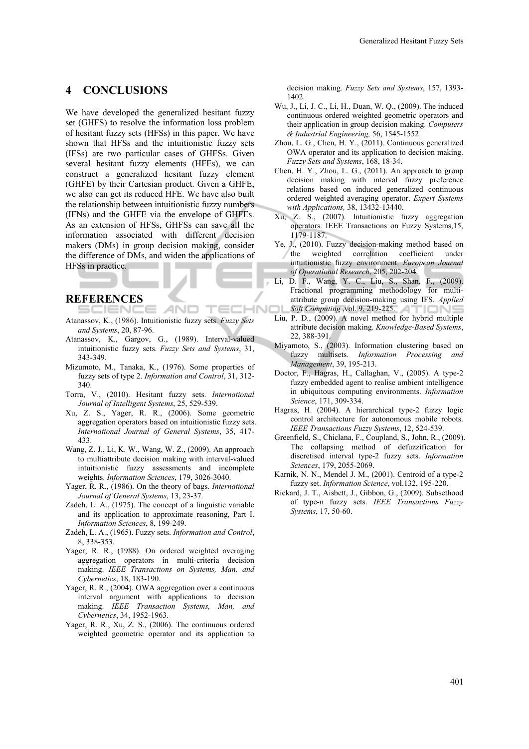## 4 CONCLUSIONS

We have developed the generalized hesitant fuzzy set (GHFS) to resolve the information loss problem of hesitant fuzzy sets (HFSs) in this paper. We have shown that HFSs and the intuitionistic fuzzy sets (IFSs) are two particular cases of GHFSs. Given several hesitant fuzzy elements (HFEs), we can construct a generalized hesitant fuzzy element (GHFE) by their Cartesian product. Given a GHFE, we also can get its reduced HFE. We have also built the relationship between intuitionistic fuzzy numbers (IFNs) and the GHFE via the envelope of GHFEs. As an extension of HFSs, GHFSs can save all the information associated with different decision makers (DMs) in group decision making, consider the difference of DMs, and widen the applications of HFSs in practice.

## REFERENCES

Atanassov, K., (1986). Intuitionistic fuzzy sets. *Fuzzy Sets and Systems*, 20, 87-96.

Atanassov, K., Gargov, G., (1989). Interval-valued intuitionistic fuzzy sets. *Fuzzy Sets and Systems*, 31, 343-349.

Mizumoto, M., Tanaka, K., (1976). Some properties of fuzzy sets of type 2. *Information and Control*, 31, 312-340.

Torra, V., (2010). Hesitant fuzzy sets. *International Journal of Intelligent Systems*, 25, 529-539.

Xu, Z. S., Yager, R. R., (2006). Some geometric aggregation operators based on intuitionistic fuzzy sets. *International Journal of General Systems*, 35, 417-433.

Wang, Z. J., Li, K. W., Wang, W. Z., (2009). An approach to multiattribute decision making with interval-valued intuitionistic fuzzy assessments and incomplete weights. *Information Sciences*, 179, 3026-3040.

Yager, R. R., (1986). On the theory of bags. *International Journal of General Systems*, 13, 23-37.

Zadeh, L. A., (1975). The concept of a linguistic variable and its application to approximate reasoning, Part I. *Information Sciences*, 8, 199-249.

Zadeh, L. A., (1965). Fuzzy sets. *Information and Control*, 8, 338-353.

Yager, R. R., (1988). On ordered weighted averaging aggregation operators in multi-criteria decision making. *IEEE Transactions on Systems, Man, and Cybernetics*, 18, 183-190.

Yager, R. R., (2004). OWA aggregation over a continuous interval argument with applications to decision making. *IEEE Transaction Systems, Man, and Cybernetics*, 34, 1952-1963.

Yager, R. R., Xu, Z. S., (2006). The continuous ordered weighted geometric operator and its application to decision making. *Fuzzy Sets and Systems*, 157, 1393-1402.

Wu, J., Li, J. C., Li, H., Duan, W. Q., (2009). The induced continuous ordered weighted geometric operators and their application in group decision making. *Computers & Industrial Engineering,* 56, 1545-1552.

Zhou, L. G., Chen, H. Y., (2011). Continuous generalized OWA operator and its application to decision making. *Fuzzy Sets and Systems*, 168, 18-34.

Chen, H. Y., Zhou, L. G., (2011). An approach to group decision making with interval fuzzy preference relations based on induced generalized continuous ordered weighted averaging operator. *Expert Systems with Applications,* 38, 13432-13440.

Xu, Z. S., (2007). Intuitionistic fuzzy aggregation operators. IEEE Transactions on Fuzzy Systems,15, 1179-1187.

Ye, J., (2010). Fuzzy decision-making method based on the weighted correlation coefficient under intuitionistic fuzzy environment. *European Journal of Operational Research*, 205, 202-204.

Li, D. F., Wang, Y. C., Liu, S., Shan, F., (2009). Fractional programming methodology for multi-attribute group decision-making using IFS. *Applied Soft Computing* ,vol. 9, 219-225.

Liu, P. D., (2009). A novel method for hybrid multiple attribute decision making. *Knowledge-Based Systems*, 22, 388-391.

Miyamoto, S., (2003). Information clustering based on fuzzy multisets. *Information Processing and Management*, 39, 195-213.

Doctor, F., Hagras, H., Callaghan, V., (2005). A type-2 fuzzy embedded agent to realise ambient intelligence in ubiquitous computing environments. *Information Science*, 171, 309-334.

Hagras, H. (2004). A hierarchical type-2 fuzzy logic control architecture for autonomous mobile robots. *IEEE Transactions Fuzzy Systems*, 12, 524-539.

Greenfield, S., Chiclana, F., Coupland, S., John, R., (2009). The collapsing method of defuzzification for discretised interval type-2 fuzzy sets. *Information Sciences*, 179, 2055-2069.

Karnik, N. N., Mendel J. M., (2001). Centroid of a type-2 fuzzy set. *Information Science*, vol.132, 195-220.

Rickard, J. T., Aisbett, J., Gibbon, G., (2009). Subsethood of type-n fuzzy sets. *IEEE Transactions Fuzzy Systems*, 17, 50-60.